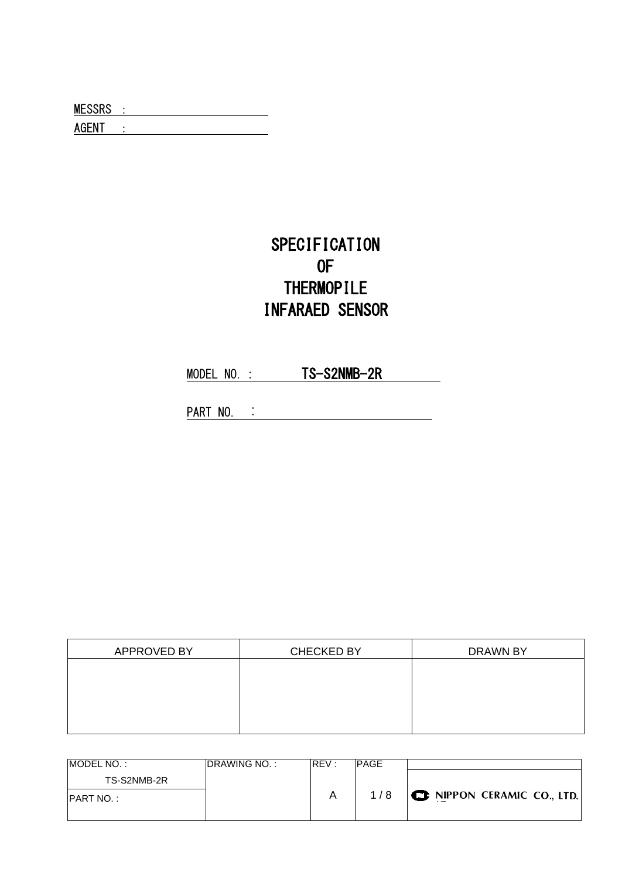MESSRS :

AGENT :

# SPECIFICATION
# OF
# THERMOPILE
# INFARAED SENSOR

MODEL NO. : **TS-S2NMB-2R**

PART NO. :

| APPROVED BY | CHECKED BY | DRAWN BY |
|---|---|---|
| | | |

| MODEL NO. : | DRAWING NO. : | REV : | PAGE | |
|---|---|---|---|---|
| TS-S2NMB-2R | | A | 1 / 8 | NIPPON CERAMIC CO., LTD. |
| PART NO. : | | | | |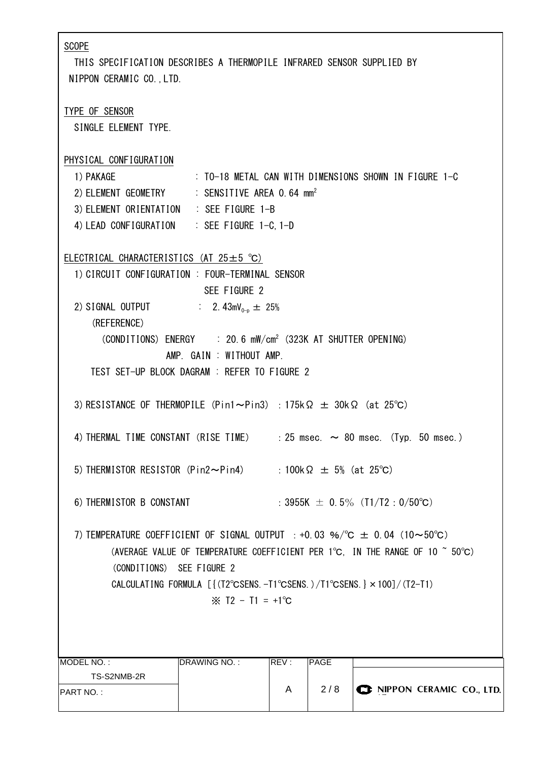## SCOPE

THIS SPECIFICATION DESCRIBES A THERMOPILE INFRARED SENSOR SUPPLIED BY NIPPON CERAMIC CO.,LTD.

## TYPE OF SENSOR

SINGLE ELEMENT TYPE.

## PHYSICAL CONFIGURATION

1) PAKAGE : TO-18 METAL CAN WITH DIMENSIONS SHOWN IN FIGURE 1-C
2) ELEMENT GEOMETRY : SENSITIVE AREA 0.64 $mm^2$
3) ELEMENT ORIENTATION : SEE FIGURE 1-B
4) LEAD CONFIGURATION : SEE FIGURE 1-C,1-D

## ELECTRICAL CHARACTERISTICS (AT 25±5 ℃)

1) CIRCUIT CONFIGURATION : FOUR-TERMINAL SENSOR
SEE FIGURE 2

2) SIGNAL OUTPUT : 2.43$mV_{0-p}$ ± 25%
(REFERENCE)
(CONDITIONS) ENERGY : 20.6 $mW/cm^2$ (323K AT SHUTTER OPENING)
AMP. GAIN : WITHOUT AMP.
TEST SET-UP BLOCK DAGRAM : REFER TO FIGURE 2

3) RESISTANCE OF THERMOPILE (Pin1～Pin3) : 175kΩ ± 30kΩ (at 25℃)

4) THERMAL TIME CONSTANT (RISE TIME) : 25 msec. ～ 80 msec. (Typ. 50 msec.)

5) THERMISTOR RESISTOR (Pin2～Pin4) : 100kΩ ± 5% (at 25℃)

6) THERMISTOR B CONSTANT : 3955K ± 0.5% (T1/T2 : 0/50℃)

7) TEMPERATURE COEFFICIENT OF SIGNAL OUTPUT : +0.03 %/℃ ± 0.04 (10～50℃)
(AVERAGE VALUE OF TEMPERATURE COEFFICIENT PER 1℃, IN THE RANGE OF 10 ~ 50℃)
(CONDITIONS) SEE FIGURE 2
CALCULATING FORMULA [{(T2℃SENS.-T1℃SENS.)/T1℃SENS.}×100]/(T2-T1)
※ T2 - T1 = +1℃

| MODEL NO. : | DRAWING NO. : | REV : | PAGE | |
|---|---|---|---|---|
| TS-S2NMB-2R | | A | 2 / 8 | NIPPON CERAMIC CO., LTD. |
| PART NO. : | | | | |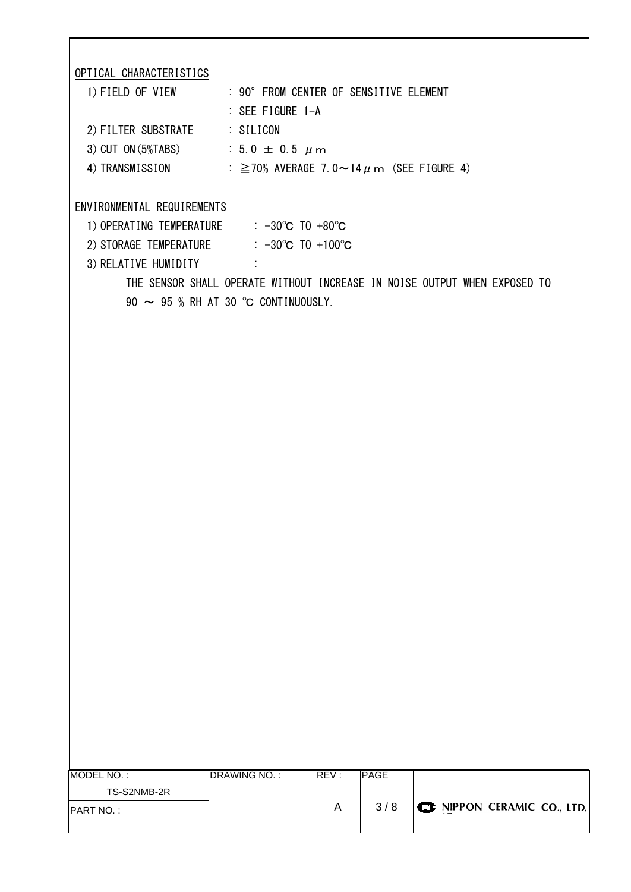## OPTICAL CHARACTERISTICS

1) FIELD OF VIEW : 90° FROM CENTER OF SENSITIVE ELEMENT
   : SEE FIGURE 1-A
2) FILTER SUBSTRATE : SILICON
3) CUT ON (5%TABS) : 5.0 ± 0.5 μm
4) TRANSMISSION : ≧70% AVERAGE 7.0～14μm (SEE FIGURE 4)

## ENVIRONMENTAL REQUIREMENTS

1) OPERATING TEMPERATURE : -30℃ TO +80℃
2) STORAGE TEMPERATURE : -30℃ TO +100℃
3) RELATIVE HUMIDITY :
   THE SENSOR SHALL OPERATE WITHOUT INCREASE IN NOISE OUTPUT WHEN EXPOSED TO 90 ～ 95 % RH AT 30 ℃ CONTINUOUSLY.

| MODEL NO. : | DRAWING NO. : | REV : | PAGE | |
|---|---|---|---|---|
| TS-S2NMB-2R | | A | 3 / 8 | NIPPON CERAMIC CO., LTD. |
| PART NO. : | | | | |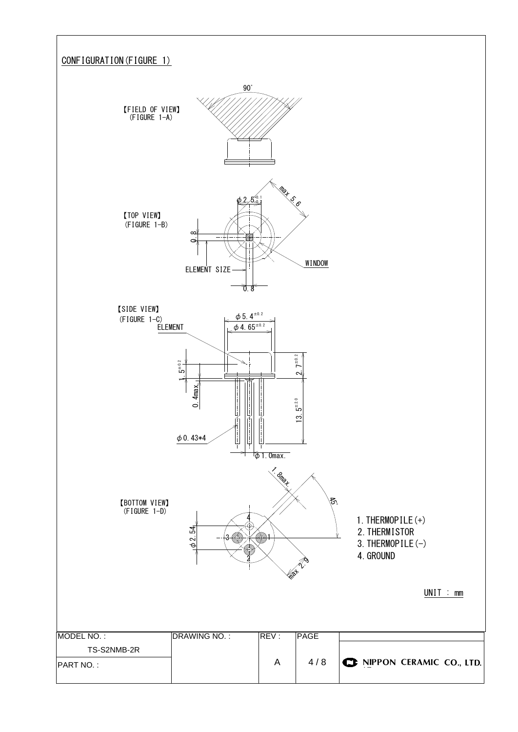## CONFIGURATION(FIGURE 1)

【FIELD OF VIEW】
(FIGURE 1-A)

90°

【TOP VIEW】
(FIGURE 1-B)

$\phi 2.5^{+0.1}_{-0.2}$

max 5.6

0.8

ELEMENT SIZE

WINDOW

0.8

【SIDE VIEW】
(FIGURE 1-C)

ELEMENT

$\phi 5.4^{\pm 0.2}$

$\phi 4.65^{\pm 0.2}$

$1.5^{\pm 0.2}$

0.4max.

$2.7^{\pm 0.2}$

$13.5^{\pm 2.0}$

$\phi$0.43*4

$\phi$1.0max.

【BOTTOM VIEW】
(FIGURE 1-D)

1.8max.

45°

$\phi$2.54

max 2.9

1. THERMOPILE(+)
2. THERMISTOR
3. THERMOPILE(-)
4. GROUND

UNIT : mm

| MODEL NO. : | DRAWING NO. : | REV : | PAGE | |
|---|---|---|---|---|
| TS-S2NMB-2R | | A | 4 / 8 | NIPPON CERAMIC CO., LTD. |
| PART NO. : | | | | |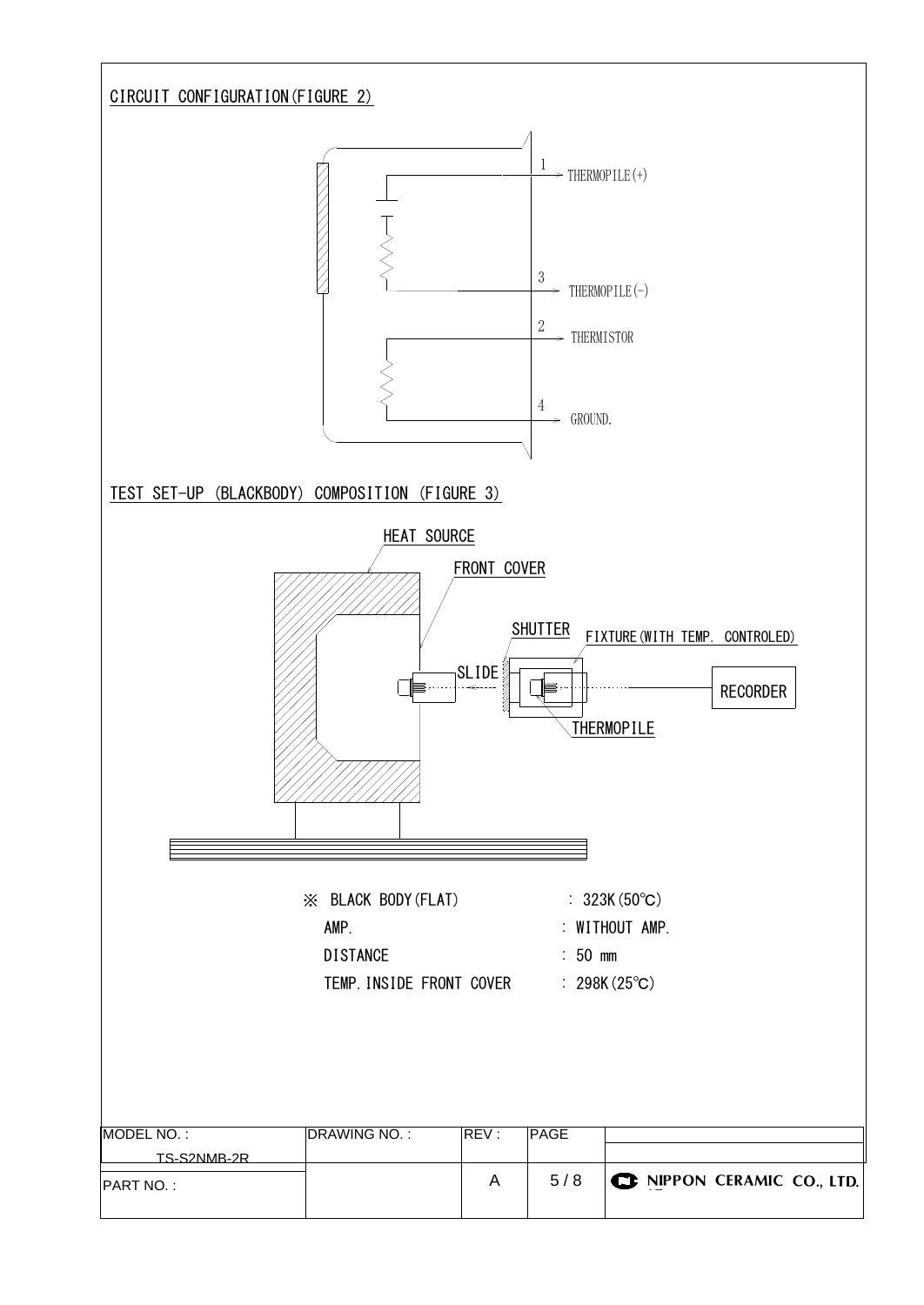## CIRCUIT CONFIGURATION (FIGURE 2)

1 THERMOPILE(+)

3 THERMOPILE(-)

2 THERMISTOR

4 GROUND.

## TEST SET-UP (BLACKBODY) COMPOSITION (FIGURE 3)

HEAT SOURCE

FRONT COVER

SHUTTER

FIXTURE(WITH TEMP. CONTROLED)

SLIDE

RECORDER

THERMOPILE

| | |
|---|---|
| ※ BLACK BODY(FLAT) | : 323K(50℃) |
| AMP. | : WITHOUT AMP. |
| DISTANCE | : 50 mm |
| TEMP. INSIDE FRONT COVER | : 298K(25℃) |

| MODEL NO. : TS-S2NMB-2R | DRAWING NO. : | REV : | PAGE | |
|---|---|---|---|---|
| PART NO. : | | A | 5 / 8 | NIPPON CERAMIC CO., LTD. |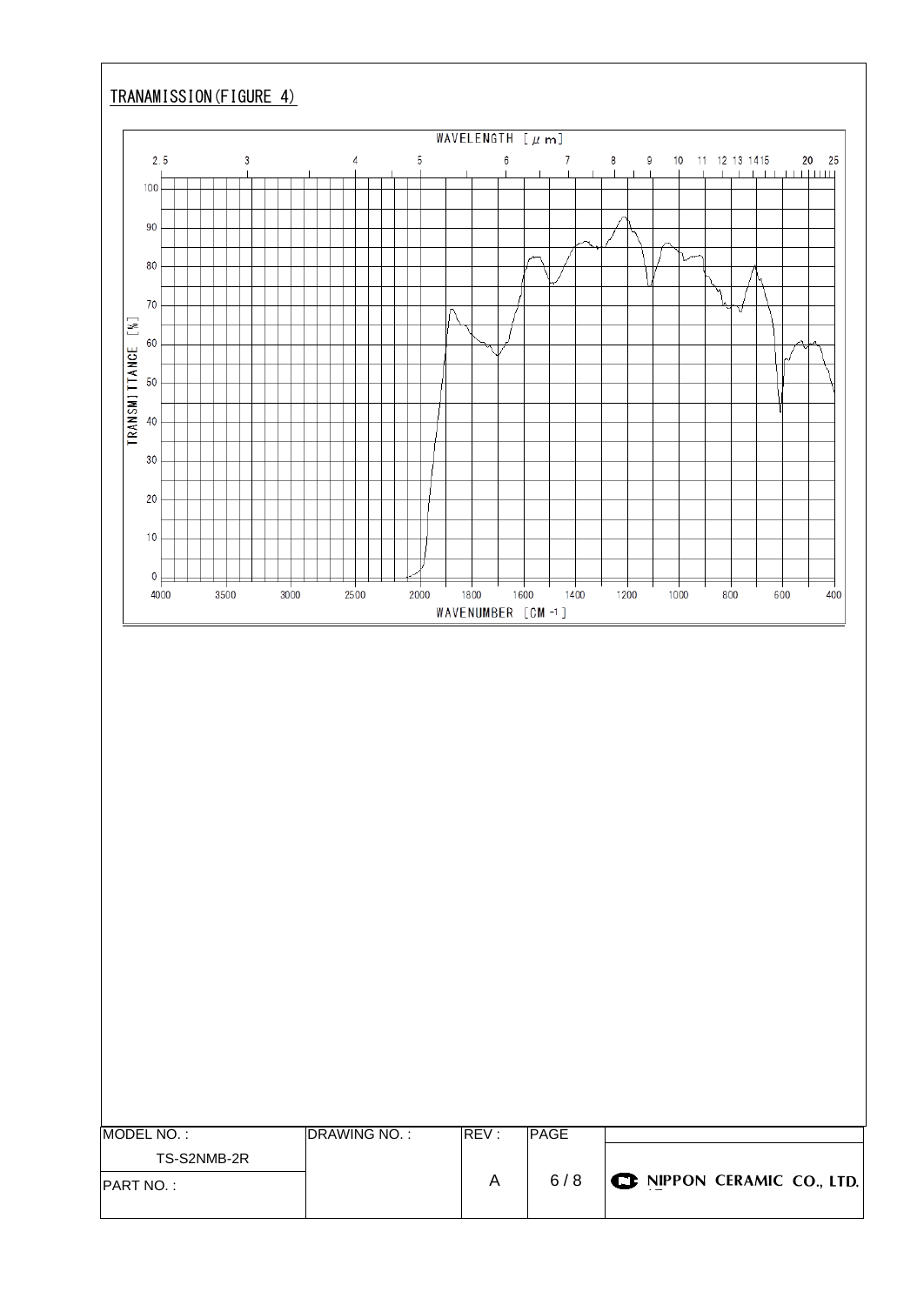## TRANAMISSION(FIGURE 4)

WAVELENGTH [μm]

2.5 3 4 5 6 7 8 9 10 11 12 13 14 15 20 25

TRANSMITTANCE [%]

100 90 80 70 60 50 40 30 20 10 0

4000 3500 3000 2500 2000 1800 1600 1400 1200 1000 800 600 400

WAVENUMBER [CM$^{-1}$]

| MODEL NO. : | DRAWING NO. : | REV : | PAGE | |
|---|---|---|---|---|
| TS-S2NMB-2R | | A | 6 / 8 | NIPPON CERAMIC CO., LTD. |
| PART NO. : | | | | |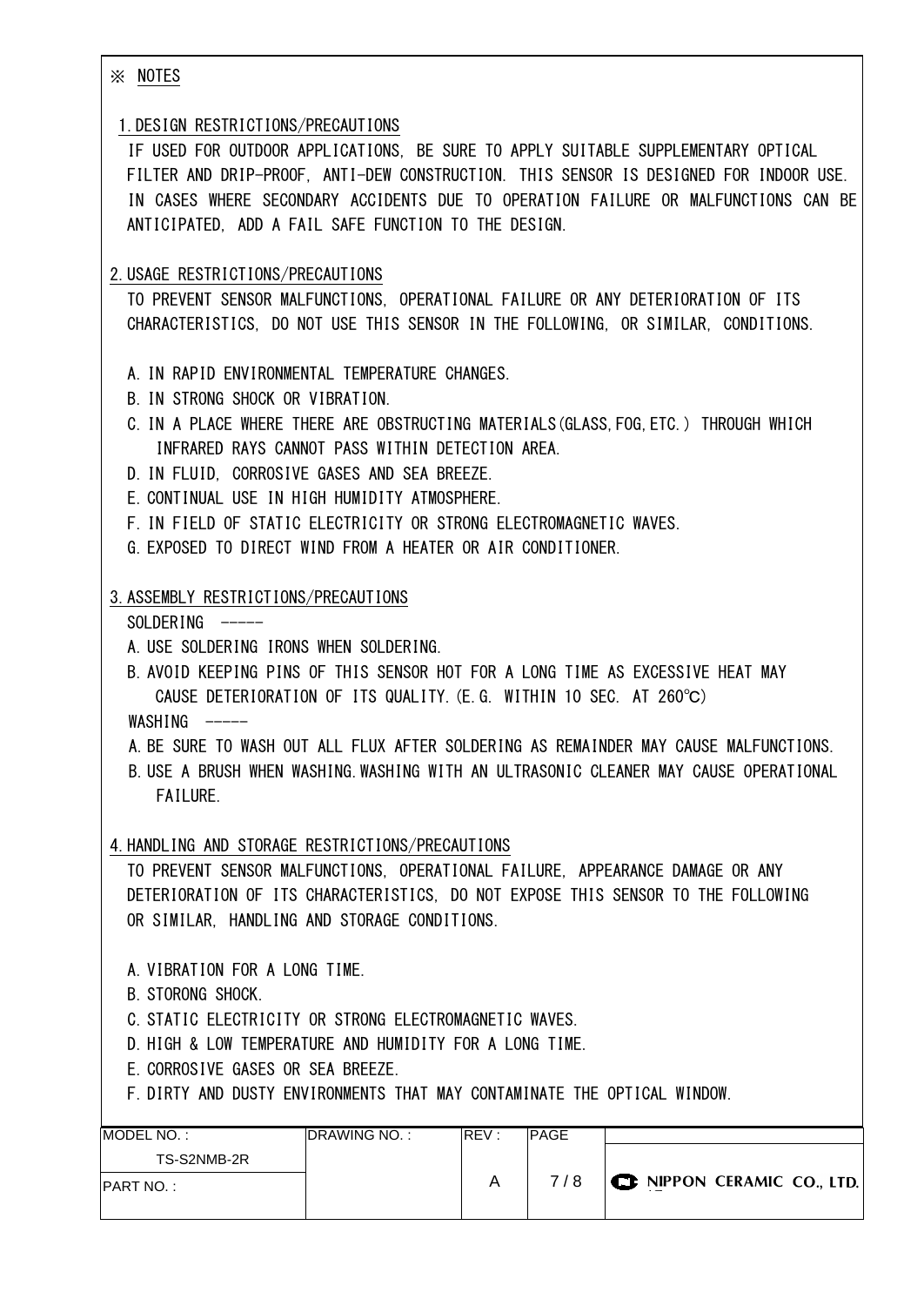※ NOTES

## 1. DESIGN RESTRICTIONS/PRECAUTIONS

IF USED FOR OUTDOOR APPLICATIONS, BE SURE TO APPLY SUITABLE SUPPLEMENTARY OPTICAL FILTER AND DRIP-PROOF, ANTI-DEW CONSTRUCTION. THIS SENSOR IS DESIGNED FOR INDOOR USE. IN CASES WHERE SECONDARY ACCIDENTS DUE TO OPERATION FAILURE OR MALFUNCTIONS CAN BE ANTICIPATED, ADD A FAIL SAFE FUNCTION TO THE DESIGN.

## 2. USAGE RESTRICTIONS/PRECAUTIONS

TO PREVENT SENSOR MALFUNCTIONS, OPERATIONAL FAILURE OR ANY DETERIORATION OF ITS CHARACTERISTICS, DO NOT USE THIS SENSOR IN THE FOLLOWING, OR SIMILAR, CONDITIONS.

A. IN RAPID ENVIRONMENTAL TEMPERATURE CHANGES.
B. IN STRONG SHOCK OR VIBRATION.
C. IN A PLACE WHERE THERE ARE OBSTRUCTING MATERIALS(GLASS,FOG,ETC.) THROUGH WHICH INFRARED RAYS CANNOT PASS WITHIN DETECTION AREA.
D. IN FLUID, CORROSIVE GASES AND SEA BREEZE.
E. CONTINUAL USE IN HIGH HUMIDITY ATMOSPHERE.
F. IN FIELD OF STATIC ELECTRICITY OR STRONG ELECTROMAGNETIC WAVES.
G. EXPOSED TO DIRECT WIND FROM A HEATER OR AIR CONDITIONER.

## 3. ASSEMBLY RESTRICTIONS/PRECAUTIONS

SOLDERING -----

A. USE SOLDERING IRONS WHEN SOLDERING.
B. AVOID KEEPING PINS OF THIS SENSOR HOT FOR A LONG TIME AS EXCESSIVE HEAT MAY CAUSE DETERIORATION OF ITS QUALITY.(E.G. WITHIN 10 SEC. AT 260℃)

WASHING -----

A. BE SURE TO WASH OUT ALL FLUX AFTER SOLDERING AS REMAINDER MAY CAUSE MALFUNCTIONS.
B. USE A BRUSH WHEN WASHING.WASHING WITH AN ULTRASONIC CLEANER MAY CAUSE OPERATIONAL FAILURE.

## 4. HANDLING AND STORAGE RESTRICTIONS/PRECAUTIONS

TO PREVENT SENSOR MALFUNCTIONS, OPERATIONAL FAILURE, APPEARANCE DAMAGE OR ANY DETERIORATION OF ITS CHARACTERISTICS, DO NOT EXPOSE THIS SENSOR TO THE FOLLOWING OR SIMILAR, HANDLING AND STORAGE CONDITIONS.

A. VIBRATION FOR A LONG TIME.
B. STORONG SHOCK.
C. STATIC ELECTRICITY OR STRONG ELECTROMAGNETIC WAVES.
D. HIGH & LOW TEMPERATURE AND HUMIDITY FOR A LONG TIME.
E. CORROSIVE GASES OR SEA BREEZE.
F. DIRTY AND DUSTY ENVIRONMENTS THAT MAY CONTAMINATE THE OPTICAL WINDOW.

| MODEL NO. : TS-S2NMB-2R | DRAWING NO. : | REV : | PAGE | NIPPON CERAMIC CO., LTD. |
|---|---|---|---|---|
| PART NO. : | | A | 7 / 8 | |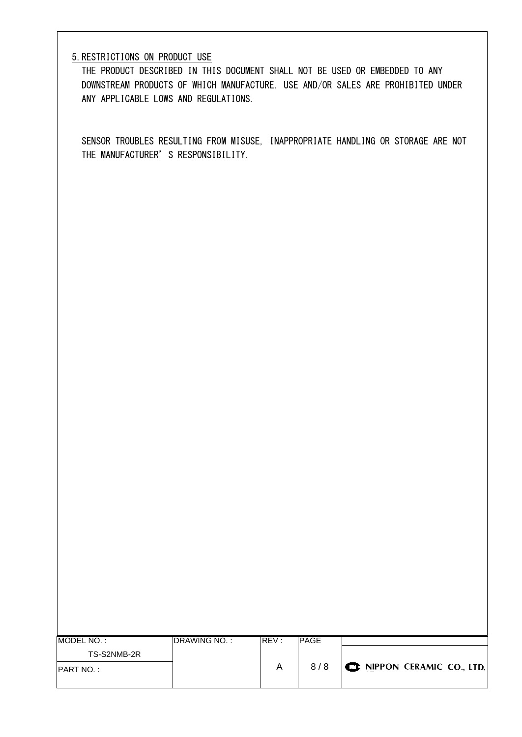## 5. RESTRICTIONS ON PRODUCT USE

THE PRODUCT DESCRIBED IN THIS DOCUMENT SHALL NOT BE USED OR EMBEDDED TO ANY DOWNSTREAM PRODUCTS OF WHICH MANUFACTURE. USE AND/OR SALES ARE PROHIBITED UNDER ANY APPLICABLE LOWS AND REGULATIONS.

SENSOR TROUBLES RESULTING FROM MISUSE, INAPPROPRIATE HANDLING OR STORAGE ARE NOT THE MANUFACTURER'S RESPONSIBILITY.

| MODEL NO. : | DRAWING NO. : | REV : | PAGE | |
|---|---|---|---|---|
| TS-S2NMB-2R | | A | | NIPPON CERAMIC CO., LTD. |
| PART NO. : | | | | |